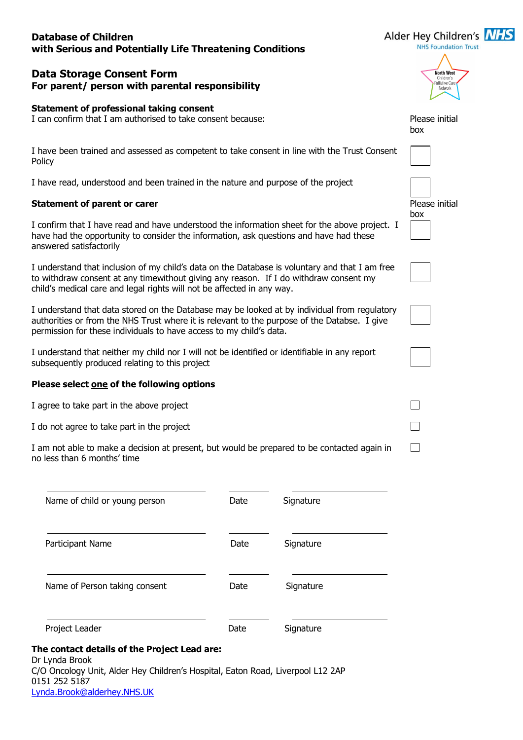**Database of Children**
**with Serious and Potentially Life Threatening Conditions**

Alder Hey Children's NHS
NHS Foundation Trust

North West Children's Palliative Care Network

## Data Storage Consent Form
## For parent/ person with parental responsibility

**Statement of professional taking consent**
I can confirm that I am authorised to take consent because:

Please initial box

I have been trained and assessed as competent to take consent in line with the Trust Consent Policy ☐

I have read, understood and been trained in the nature and purpose of the project ☐

**Statement of parent or carer**

Please initial box

I confirm that I have read and have understood the information sheet for the above project. I have had the opportunity to consider the information, ask questions and have had these answered satisfactorily ☐

I understand that inclusion of my child's data on the Database is voluntary and that I am free to withdraw consent at any timewithout giving any reason. If I do withdraw consent my child's medical care and legal rights will not be affected in any way. ☐

I understand that data stored on the Database may be looked at by individual from regulatory authorities or from the NHS Trust where it is relevant to the purpose of the Databse. I give permission for these individuals to have access to my child's data. ☐

I understand that neither my child nor I will not be identified or identifiable in any report subsequently produced relating to this project ☐

**Please select one of the following options**

I agree to take part in the above project ☐

I do not agree to take part in the project ☐

I am not able to make a decision at present, but would be prepared to be contacted again in no less than 6 months' time ☐

| | | |
|---|---|---|
| Name of child or young person | Date | Signature |
| Participant Name | Date | Signature |
| Name of Person taking consent | Date | Signature |
| Project Leader | Date | Signature |

**The contact details of the Project Lead are:**
Dr Lynda Brook
C/O Oncology Unit, Alder Hey Children's Hospital, Eaton Road, Liverpool L12 2AP
0151 252 5187
Lynda.Brook@alderhey.NHS.UK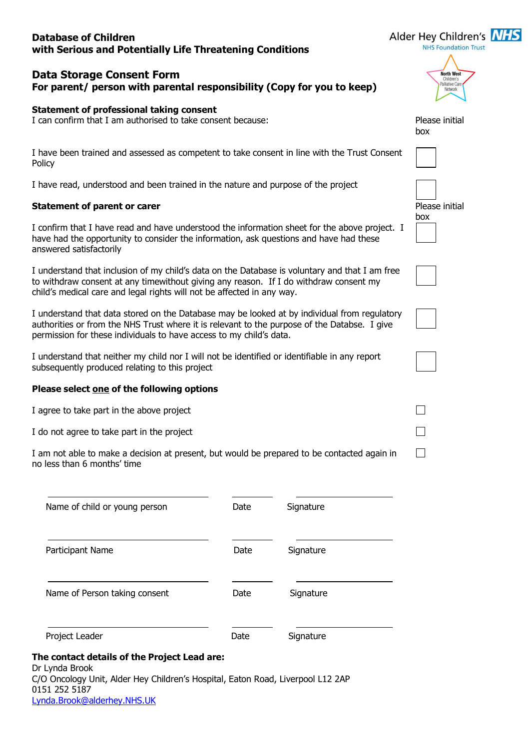**Database of Children**
**with Serious and Potentially Life Threatening Conditions**

Alder Hey Children's NHS
NHS Foundation Trust

North West Children's Palliative Care Network

## Data Storage Consent Form

**For parent/ person with parental responsibility (Copy for you to keep)**

**Statement of professional taking consent**

I can confirm that I am authorised to take consent because:

Please initial box

I have been trained and assessed as competent to take consent in line with the Trust Consent Policy ☐

I have read, understood and been trained in the nature and purpose of the project ☐

**Statement of parent or carer**

Please initial box

I confirm that I have read and have understood the information sheet for the above project. I have had the opportunity to consider the information, ask questions and have had these answered satisfactorily ☐

I understand that inclusion of my child's data on the Database is voluntary and that I am free to withdraw consent at any timewithout giving any reason. If I do withdraw consent my child's medical care and legal rights will not be affected in any way. ☐

I understand that data stored on the Database may be looked at by individual from regulatory authorities or from the NHS Trust where it is relevant to the purpose of the Databse. I give permission for these individuals to have access to my child's data. ☐

I understand that neither my child nor I will not be identified or identifiable in any report subsequently produced relating to this project ☐

**Please select one of the following options**

I agree to take part in the above project ☐

I do not agree to take part in the project ☐

I am not able to make a decision at present, but would be prepared to be contacted again in no less than 6 months' time ☐

| | | |
|---|---|---|
| Name of child or young person | Date | Signature |
| Participant Name | Date | Signature |
| Name of Person taking consent | Date | Signature |
| Project Leader | Date | Signature |

**The contact details of the Project Lead are:**

Dr Lynda Brook
C/O Oncology Unit, Alder Hey Children's Hospital, Eaton Road, Liverpool L12 2AP
0151 252 5187
Lynda.Brook@alderhey.NHS.UK